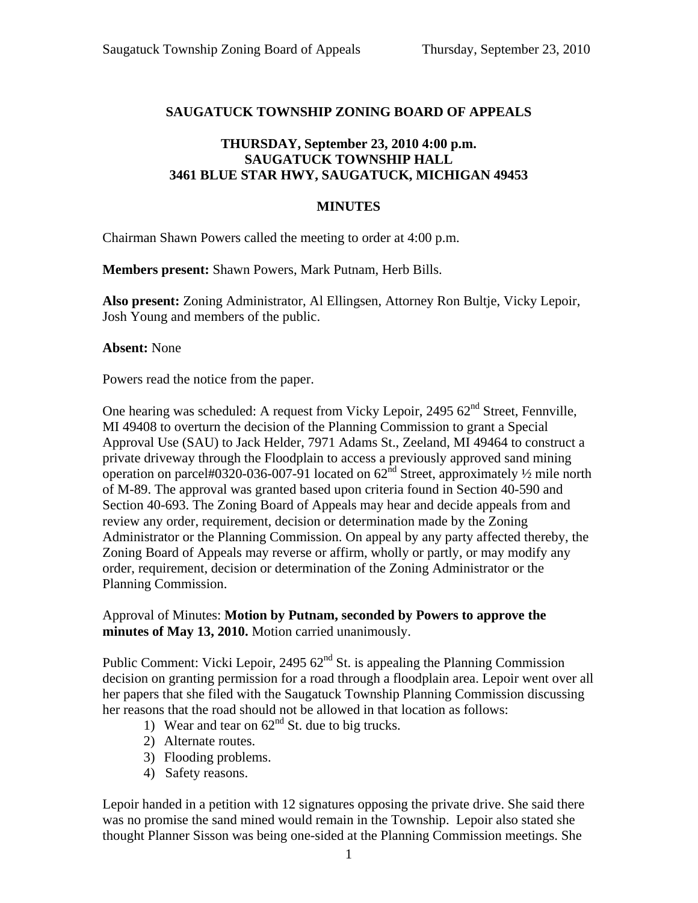# SAUGATUCK TOWNSHIP ZONING BOARD OF APPEALS

## THURSDAY, September 23, 2010 4:00 p.m.
## SAUGATUCK TOWNSHIP HALL
## 3461 BLUE STAR HWY, SAUGATUCK, MICHIGAN 49453

## MINUTES

Chairman Shawn Powers called the meeting to order at 4:00 p.m.

**Members present:** Shawn Powers, Mark Putnam, Herb Bills.

**Also present:** Zoning Administrator, Al Ellingsen, Attorney Ron Bultje, Vicky Lepoir, Josh Young and members of the public.

**Absent:** None

Powers read the notice from the paper.

One hearing was scheduled: A request from Vicky Lepoir, 2495 62nd Street, Fennville, MI 49408 to overturn the decision of the Planning Commission to grant a Special Approval Use (SAU) to Jack Helder, 7971 Adams St., Zeeland, MI 49464 to construct a private driveway through the Floodplain to access a previously approved sand mining operation on parcel#0320-036-007-91 located on 62nd Street, approximately ½ mile north of M-89. The approval was granted based upon criteria found in Section 40-590 and Section 40-693. The Zoning Board of Appeals may hear and decide appeals from and review any order, requirement, decision or determination made by the Zoning Administrator or the Planning Commission. On appeal by any party affected thereby, the Zoning Board of Appeals may reverse or affirm, wholly or partly, or may modify any order, requirement, decision or determination of the Zoning Administrator or the Planning Commission.

Approval of Minutes: **Motion by Putnam, seconded by Powers to approve the minutes of May 13, 2010.** Motion carried unanimously.

Public Comment: Vicki Lepoir, 2495 62nd St. is appealing the Planning Commission decision on granting permission for a road through a floodplain area. Lepoir went over all her papers that she filed with the Saugatuck Township Planning Commission discussing her reasons that the road should not be allowed in that location as follows:

1) Wear and tear on 62nd St. due to big trucks.
2) Alternate routes.
3) Flooding problems.
4) Safety reasons.

Lepoir handed in a petition with 12 signatures opposing the private drive. She said there was no promise the sand mined would remain in the Township. Lepoir also stated she thought Planner Sisson was being one-sided at the Planning Commission meetings. She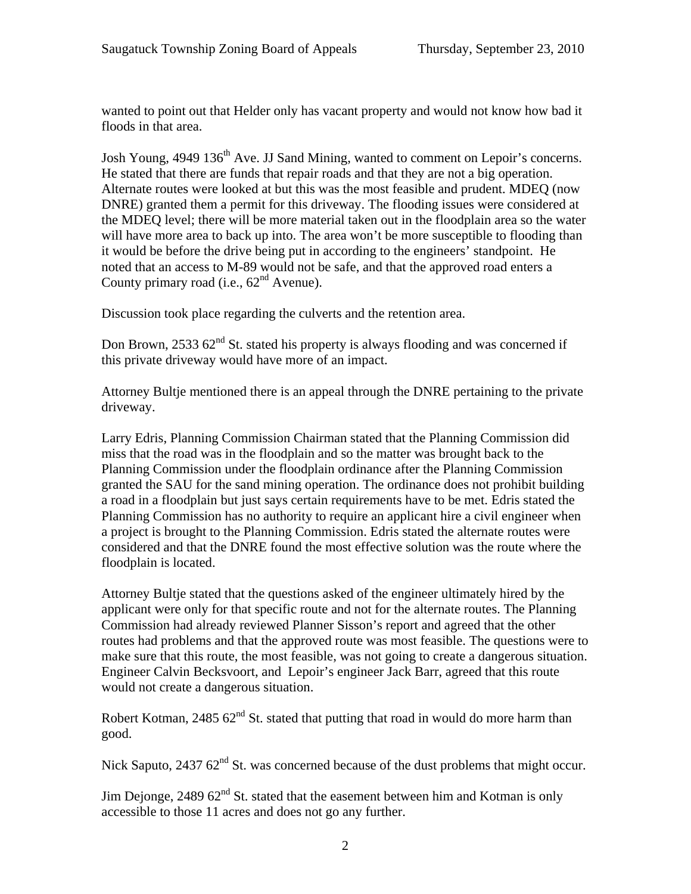wanted to point out that Helder only has vacant property and would not know how bad it floods in that area.

Josh Young, 4949 136th Ave. JJ Sand Mining, wanted to comment on Lepoir's concerns. He stated that there are funds that repair roads and that they are not a big operation. Alternate routes were looked at but this was the most feasible and prudent. MDEQ (now DNRE) granted them a permit for this driveway. The flooding issues were considered at the MDEQ level; there will be more material taken out in the floodplain area so the water will have more area to back up into. The area won't be more susceptible to flooding than it would be before the drive being put in according to the engineers' standpoint. He noted that an access to M-89 would not be safe, and that the approved road enters a County primary road (i.e., 62nd Avenue).

Discussion took place regarding the culverts and the retention area.

Don Brown, 2533 62nd St. stated his property is always flooding and was concerned if this private driveway would have more of an impact.

Attorney Bultje mentioned there is an appeal through the DNRE pertaining to the private driveway.

Larry Edris, Planning Commission Chairman stated that the Planning Commission did miss that the road was in the floodplain and so the matter was brought back to the Planning Commission under the floodplain ordinance after the Planning Commission granted the SAU for the sand mining operation. The ordinance does not prohibit building a road in a floodplain but just says certain requirements have to be met. Edris stated the Planning Commission has no authority to require an applicant hire a civil engineer when a project is brought to the Planning Commission. Edris stated the alternate routes were considered and that the DNRE found the most effective solution was the route where the floodplain is located.

Attorney Bultje stated that the questions asked of the engineer ultimately hired by the applicant were only for that specific route and not for the alternate routes. The Planning Commission had already reviewed Planner Sisson's report and agreed that the other routes had problems and that the approved route was most feasible. The questions were to make sure that this route, the most feasible, was not going to create a dangerous situation. Engineer Calvin Becksvoort, and Lepoir's engineer Jack Barr, agreed that this route would not create a dangerous situation.

Robert Kotman, 2485 62nd St. stated that putting that road in would do more harm than good.

Nick Saputo, 2437 62nd St. was concerned because of the dust problems that might occur.

Jim Dejonge, 2489 62nd St. stated that the easement between him and Kotman is only accessible to those 11 acres and does not go any further.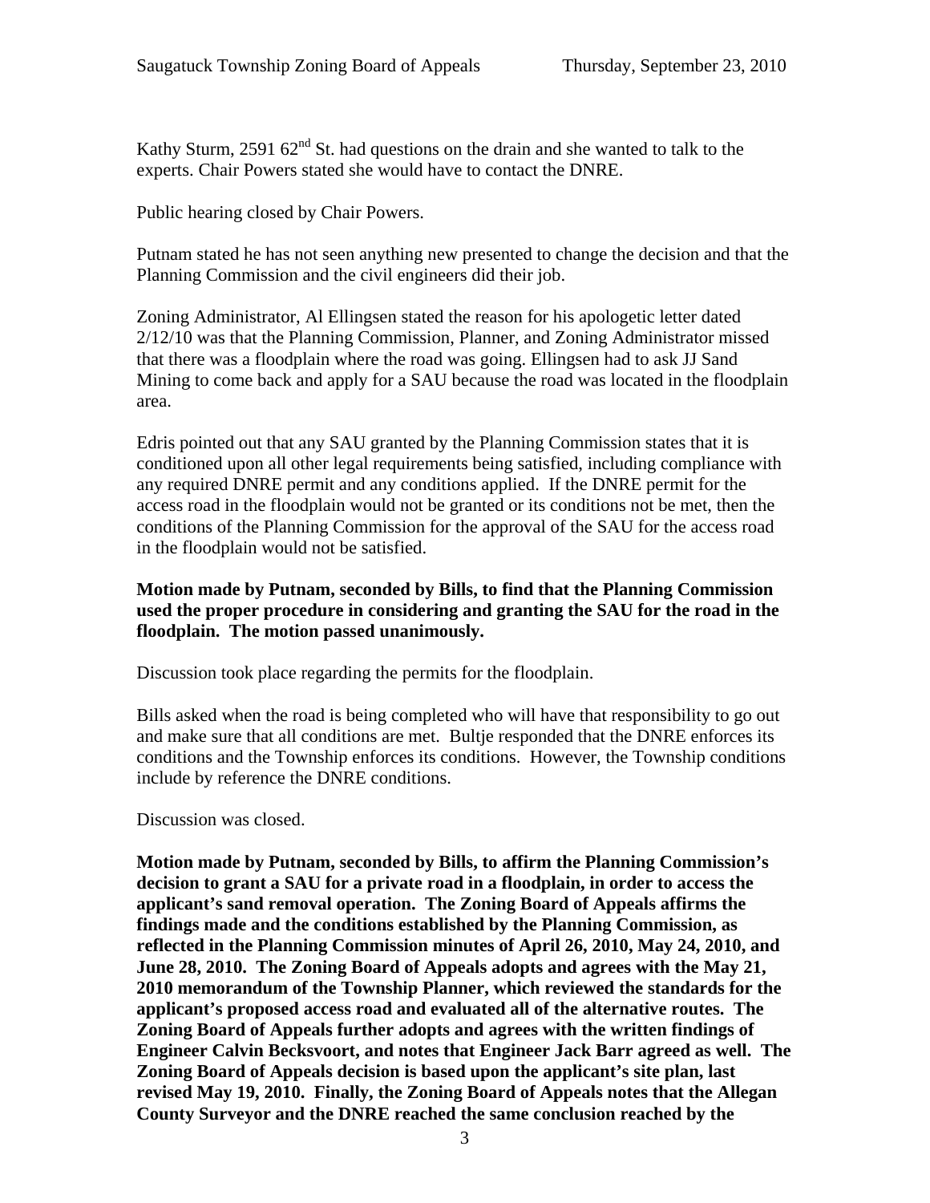Kathy Sturm, 2591 62nd St. had questions on the drain and she wanted to talk to the experts. Chair Powers stated she would have to contact the DNRE.

Public hearing closed by Chair Powers.

Putnam stated he has not seen anything new presented to change the decision and that the Planning Commission and the civil engineers did their job.

Zoning Administrator, Al Ellingsen stated the reason for his apologetic letter dated 2/12/10 was that the Planning Commission, Planner, and Zoning Administrator missed that there was a floodplain where the road was going. Ellingsen had to ask JJ Sand Mining to come back and apply for a SAU because the road was located in the floodplain area.

Edris pointed out that any SAU granted by the Planning Commission states that it is conditioned upon all other legal requirements being satisfied, including compliance with any required DNRE permit and any conditions applied. If the DNRE permit for the access road in the floodplain would not be granted or its conditions not be met, then the conditions of the Planning Commission for the approval of the SAU for the access road in the floodplain would not be satisfied.

**Motion made by Putnam, seconded by Bills, to find that the Planning Commission used the proper procedure in considering and granting the SAU for the road in the floodplain. The motion passed unanimously.**

Discussion took place regarding the permits for the floodplain.

Bills asked when the road is being completed who will have that responsibility to go out and make sure that all conditions are met. Bultje responded that the DNRE enforces its conditions and the Township enforces its conditions. However, the Township conditions include by reference the DNRE conditions.

Discussion was closed.

**Motion made by Putnam, seconded by Bills, to affirm the Planning Commission's decision to grant a SAU for a private road in a floodplain, in order to access the applicant's sand removal operation. The Zoning Board of Appeals affirms the findings made and the conditions established by the Planning Commission, as reflected in the Planning Commission minutes of April 26, 2010, May 24, 2010, and June 28, 2010. The Zoning Board of Appeals adopts and agrees with the May 21, 2010 memorandum of the Township Planner, which reviewed the standards for the applicant's proposed access road and evaluated all of the alternative routes. The Zoning Board of Appeals further adopts and agrees with the written findings of Engineer Calvin Becksvoort, and notes that Engineer Jack Barr agreed as well. The Zoning Board of Appeals decision is based upon the applicant's site plan, last revised May 19, 2010. Finally, the Zoning Board of Appeals notes that the Allegan County Surveyor and the DNRE reached the same conclusion reached by the**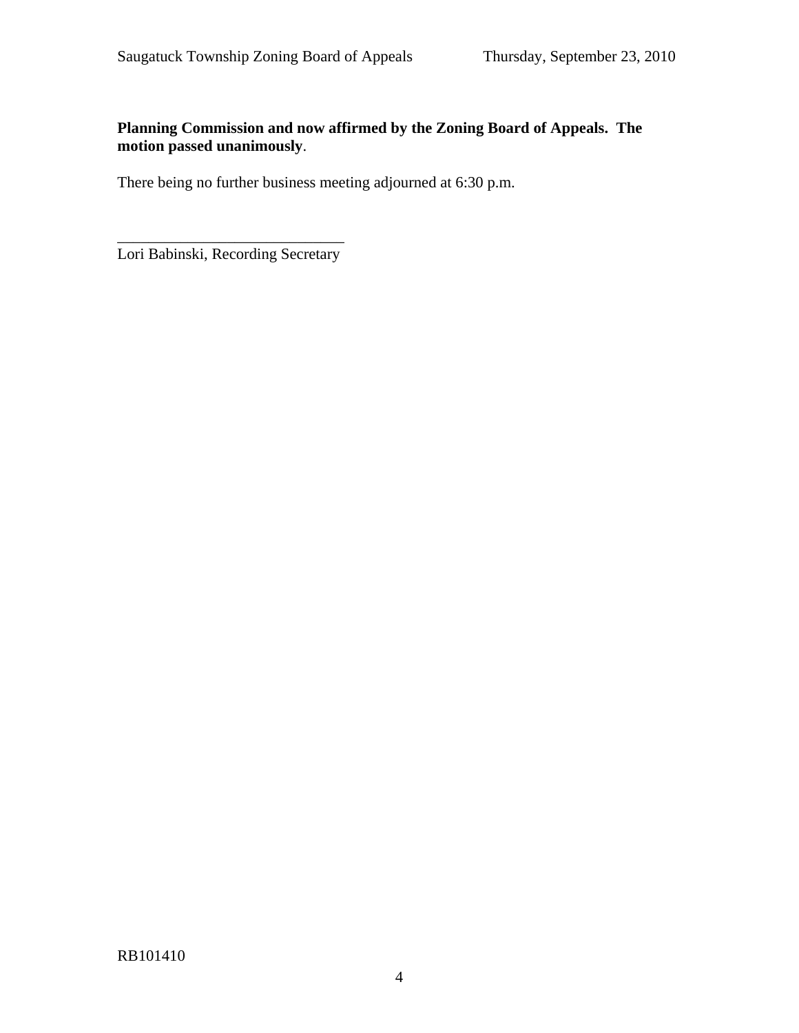**Planning Commission and now affirmed by the Zoning Board of Appeals. The motion passed unanimously**.

There being no further business meeting adjourned at 6:30 p.m.

_____________________________
Lori Babinski, Recording Secretary

RB101410